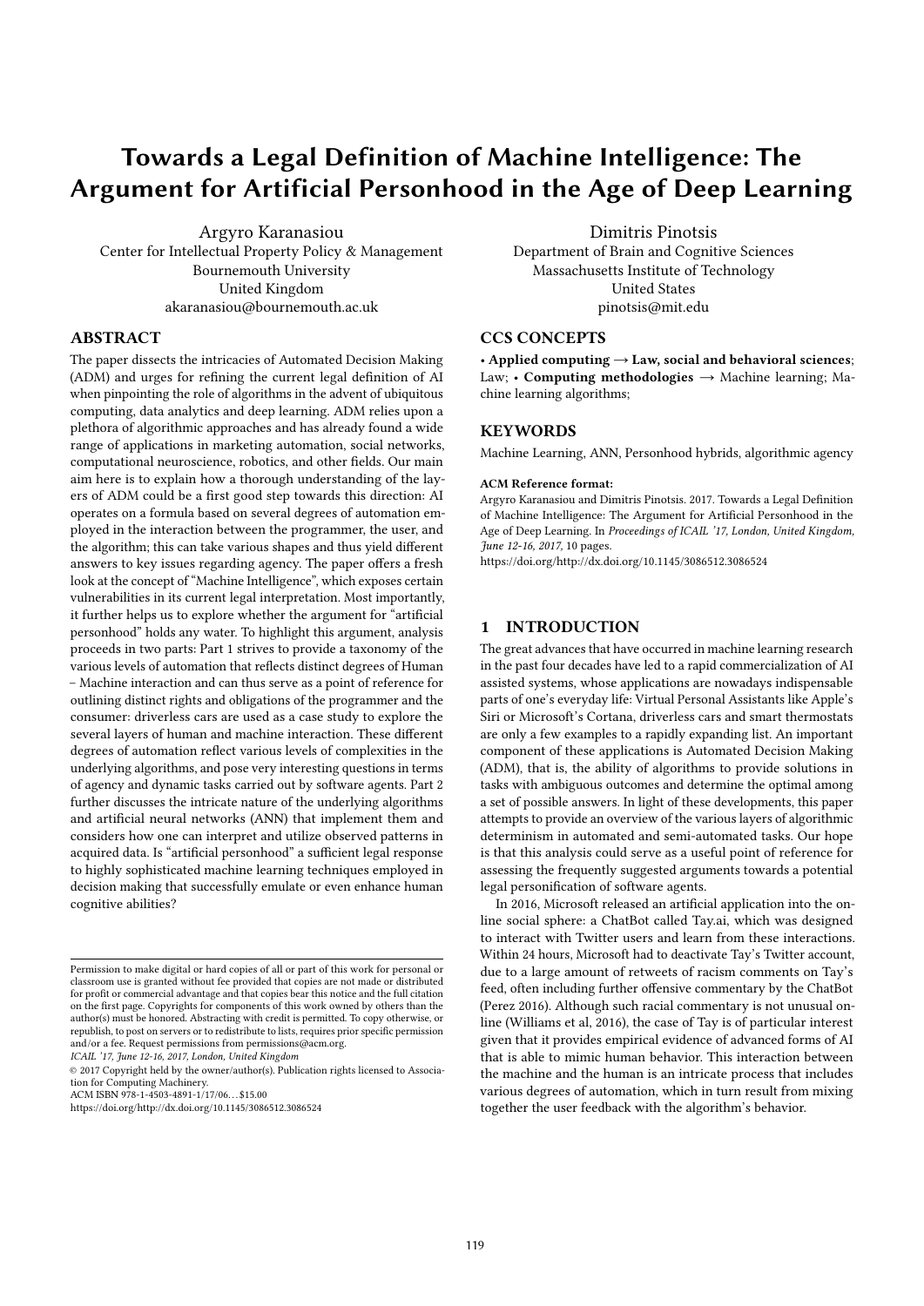# Towards a Legal Definition of Machine Intelligence: The Argument for Artificial Personhood in the Age of Deep Learning

Argyro Karanasiou
Center for Intellectual Property Policy & Management
Bournemouth University
United Kingdom
akaranasiou@bournemouth.ac.uk

Dimitris Pinotsis
Department of Brain and Cognitive Sciences
Massachusetts Institute of Technology
United States
pinotsis@mit.edu

## ABSTRACT

The paper dissects the intricacies of Automated Decision Making (ADM) and urges for refining the current legal definition of AI when pinpointing the role of algorithms in the advent of ubiquitous computing, data analytics and deep learning. ADM relies upon a plethora of algorithmic approaches and has already found a wide range of applications in marketing automation, social networks, computational neuroscience, robotics, and other fields. Our main aim here is to explain how a thorough understanding of the layers of ADM could be a first good step towards this direction: AI operates on a formula based on several degrees of automation employed in the interaction between the programmer, the user, and the algorithm; this can take various shapes and thus yield different answers to key issues regarding agency. The paper offers a fresh look at the concept of "Machine Intelligence", which exposes certain vulnerabilities in its current legal interpretation. Most importantly, it further helps us to explore whether the argument for "artificial personhood" holds any water. To highlight this argument, analysis proceeds in two parts: Part 1 strives to provide a taxonomy of the various levels of automation that reflects distinct degrees of Human – Machine interaction and can thus serve as a point of reference for outlining distinct rights and obligations of the programmer and the consumer: driverless cars are used as a case study to explore the several layers of human and machine interaction. These different degrees of automation reflect various levels of complexities in the underlying algorithms, and pose very interesting questions in terms of agency and dynamic tasks carried out by software agents. Part 2 further discusses the intricate nature of the underlying algorithms and artificial neural networks (ANN) that implement them and considers how one can interpret and utilize observed patterns in acquired data. Is "artificial personhood" a sufficient legal response to highly sophisticated machine learning techniques employed in decision making that successfully emulate or even enhance human cognitive abilities?

## CCS CONCEPTS

• **Applied computing** → **Law, social and behavioral sciences**; Law; • **Computing methodologies** → Machine learning; Machine learning algorithms;

## KEYWORDS

Machine Learning, ANN, Personhood hybrids, algorithmic agency

**ACM Reference format:**
Argyro Karanasiou and Dimitris Pinotsis. 2017. Towards a Legal Definition of Machine Intelligence: The Argument for Artificial Personhood in the Age of Deep Learning. In *Proceedings of ICAIL '17, London, United Kingdom, June 12-16, 2017,* 10 pages.
https://doi.org/http://dx.doi.org/10.1145/3086512.3086524

Permission to make digital or hard copies of all or part of this work for personal or classroom use is granted without fee provided that copies are not made or distributed for profit or commercial advantage and that copies bear this notice and the full citation on the first page. Copyrights for components of this work owned by others than the author(s) must be honored. Abstracting with credit is permitted. To copy otherwise, or republish, to post on servers or to redistribute to lists, requires prior specific permission and/or a fee. Request permissions from permissions@acm.org.
*ICAIL '17, June 12-16, 2017, London, United Kingdom*
© 2017 Copyright held by the owner/author(s). Publication rights licensed to Association for Computing Machinery.
ACM ISBN 978-1-4503-4891-1/17/06…$15.00
https://doi.org/http://dx.doi.org/10.1145/3086512.3086524

## 1 INTRODUCTION

The great advances that have occurred in machine learning research in the past four decades have led to a rapid commercialization of AI assisted systems, whose applications are nowadays indispensable parts of one's everyday life: Virtual Personal Assistants like Apple's Siri or Microsoft's Cortana, driverless cars and smart thermostats are only a few examples to a rapidly expanding list. An important component of these applications is Automated Decision Making (ADM), that is, the ability of algorithms to provide solutions in tasks with ambiguous outcomes and determine the optimal among a set of possible answers. In light of these developments, this paper attempts to provide an overview of the various layers of algorithmic determinism in automated and semi-automated tasks. Our hope is that this analysis could serve as a useful point of reference for assessing the frequently suggested arguments towards a potential legal personification of software agents.

In 2016, Microsoft released an artificial application into the online social sphere: a ChatBot called Tay.ai, which was designed to interact with Twitter users and learn from these interactions. Within 24 hours, Microsoft had to deactivate Tay's Twitter account, due to a large amount of retweets of racism comments on Tay's feed, often including further offensive commentary by the ChatBot (Perez 2016). Although such racial commentary is not unusual online (Williams et al, 2016), the case of Tay is of particular interest given that it provides empirical evidence of advanced forms of AI that is able to mimic human behavior. This interaction between the machine and the human is an intricate process that includes various degrees of automation, which in turn result from mixing together the user feedback with the algorithm's behavior.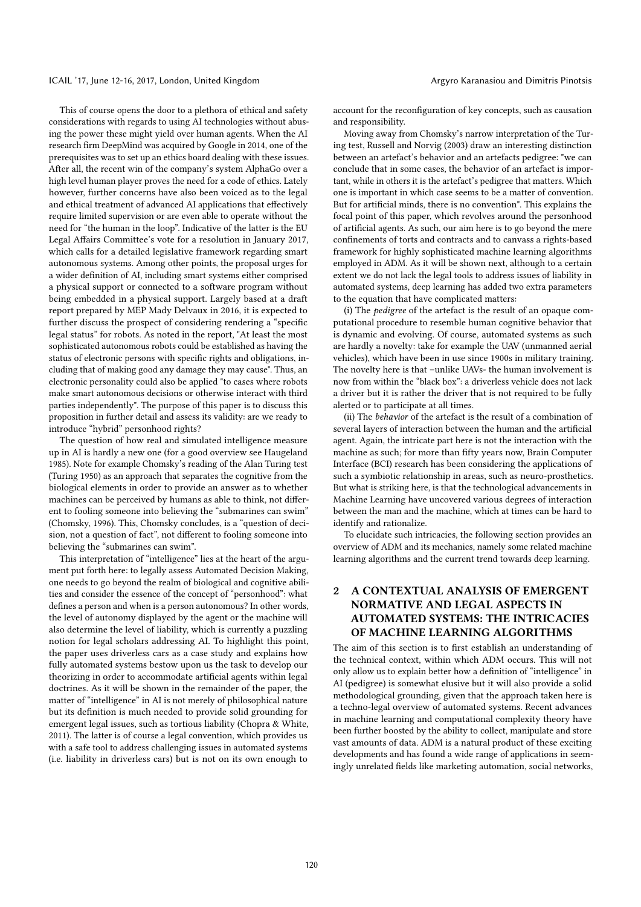This of course opens the door to a plethora of ethical and safety considerations with regards to using AI technologies without abusing the power these might yield over human agents. When the AI research firm DeepMind was acquired by Google in 2014, one of the prerequisites was to set up an ethics board dealing with these issues. After all, the recent win of the company's system AlphaGo over a high level human player proves the need for a code of ethics. Lately however, further concerns have also been voiced as to the legal and ethical treatment of advanced AI applications that effectively require limited supervision or are even able to operate without the need for "the human in the loop". Indicative of the latter is the EU Legal Affairs Committee's vote for a resolution in January 2017, which calls for a detailed legislative framework regarding smart autonomous systems. Among other points, the proposal urges for a wider definition of AI, including smart systems either comprised a physical support or connected to a software program without being embedded in a physical support. Largely based at a draft report prepared by MEP Mady Delvaux in 2016, it is expected to further discuss the prospect of considering rendering a "specific legal status" for robots. As noted in the report, "At least the most sophisticated autonomous robots could be established as having the status of electronic persons with specific rights and obligations, including that of making good any damage they may cause". Thus, an electronic personality could also be applied "to cases where robots make smart autonomous decisions or otherwise interact with third parties independently". The purpose of this paper is to discuss this proposition in further detail and assess its validity: are we ready to introduce "hybrid" personhood rights?

The question of how real and simulated intelligence measure up in AI is hardly a new one (for a good overview see Haugeland 1985). Note for example Chomsky's reading of the Alan Turing test (Turing 1950) as an approach that separates the cognitive from the biological elements in order to provide an answer as to whether machines can be perceived by humans as able to think, not different to fooling someone into believing the "submarines can swim" (Chomsky, 1996). This, Chomsky concludes, is a "question of decision, not a question of fact", not different to fooling someone into believing the "submarines can swim".

This interpretation of "intelligence" lies at the heart of the argument put forth here: to legally assess Automated Decision Making, one needs to go beyond the realm of biological and cognitive abilities and consider the essence of the concept of "personhood": what defines a person and when is a person autonomous? In other words, the level of autonomy displayed by the agent or the machine will also determine the level of liability, which is currently a puzzling notion for legal scholars addressing AI. To highlight this point, the paper uses driverless cars as a case study and explains how fully automated systems bestow upon us the task to develop our theorizing in order to accommodate artificial agents within legal doctrines. As it will be shown in the remainder of the paper, the matter of "intelligence" in AI is not merely of philosophical nature but its definition is much needed to provide solid grounding for emergent legal issues, such as tortious liability (Chopra & White, 2011). The latter is of course a legal convention, which provides us with a safe tool to address challenging issues in automated systems (i.e. liability in driverless cars) but is not on its own enough to account for the reconfiguration of key concepts, such as causation and responsibility.

Moving away from Chomsky's narrow interpretation of the Turing test, Russell and Norvig (2003) draw an interesting distinction between an artefact's behavior and an artefacts pedigree: "we can conclude that in some cases, the behavior of an artefact is important, while in others it is the artefact's pedigree that matters. Which one is important in which case seems to be a matter of convention. But for artificial minds, there is no convention". This explains the focal point of this paper, which revolves around the personhood of artificial agents. As such, our aim here is to go beyond the mere confinements of torts and contracts and to canvass a rights-based framework for highly sophisticated machine learning algorithms employed in ADM. As it will be shown next, although to a certain extent we do not lack the legal tools to address issues of liability in automated systems, deep learning has added two extra parameters to the equation that have complicated matters:

(i) The *pedigree* of the artefact is the result of an opaque computational procedure to resemble human cognitive behavior that is dynamic and evolving. Of course, automated systems as such are hardly a novelty: take for example the UAV (unmanned aerial vehicles), which have been in use since 1900s in military training. The novelty here is that –unlike UAVs- the human involvement is now from within the "black box": a driverless vehicle does not lack a driver but it is rather the driver that is not required to be fully alerted or to participate at all times.

(ii) The *behavior* of the artefact is the result of a combination of several layers of interaction between the human and the artificial agent. Again, the intricate part here is not the interaction with the machine as such; for more than fifty years now, Brain Computer Interface (BCI) research has been considering the applications of such a symbiotic relationship in areas, such as neuro-prosthetics. But what is striking here, is that the technological advancements in Machine Learning have uncovered various degrees of interaction between the man and the machine, which at times can be hard to identify and rationalize.

To elucidate such intricacies, the following section provides an overview of ADM and its mechanics, namely some related machine learning algorithms and the current trend towards deep learning.

## 2 A CONTEXTUAL ANALYSIS OF EMERGENT NORMATIVE AND LEGAL ASPECTS IN AUTOMATED SYSTEMS: THE INTRICACIES OF MACHINE LEARNING ALGORITHMS

The aim of this section is to first establish an understanding of the technical context, within which ADM occurs. This will not only allow us to explain better how a definition of "intelligence" in AI (pedigree) is somewhat elusive but it will also provide a solid methodological grounding, given that the approach taken here is a techno-legal overview of automated systems. Recent advances in machine learning and computational complexity theory have been further boosted by the ability to collect, manipulate and store vast amounts of data. ADM is a natural product of these exciting developments and has found a wide range of applications in seemingly unrelated fields like marketing automation, social networks,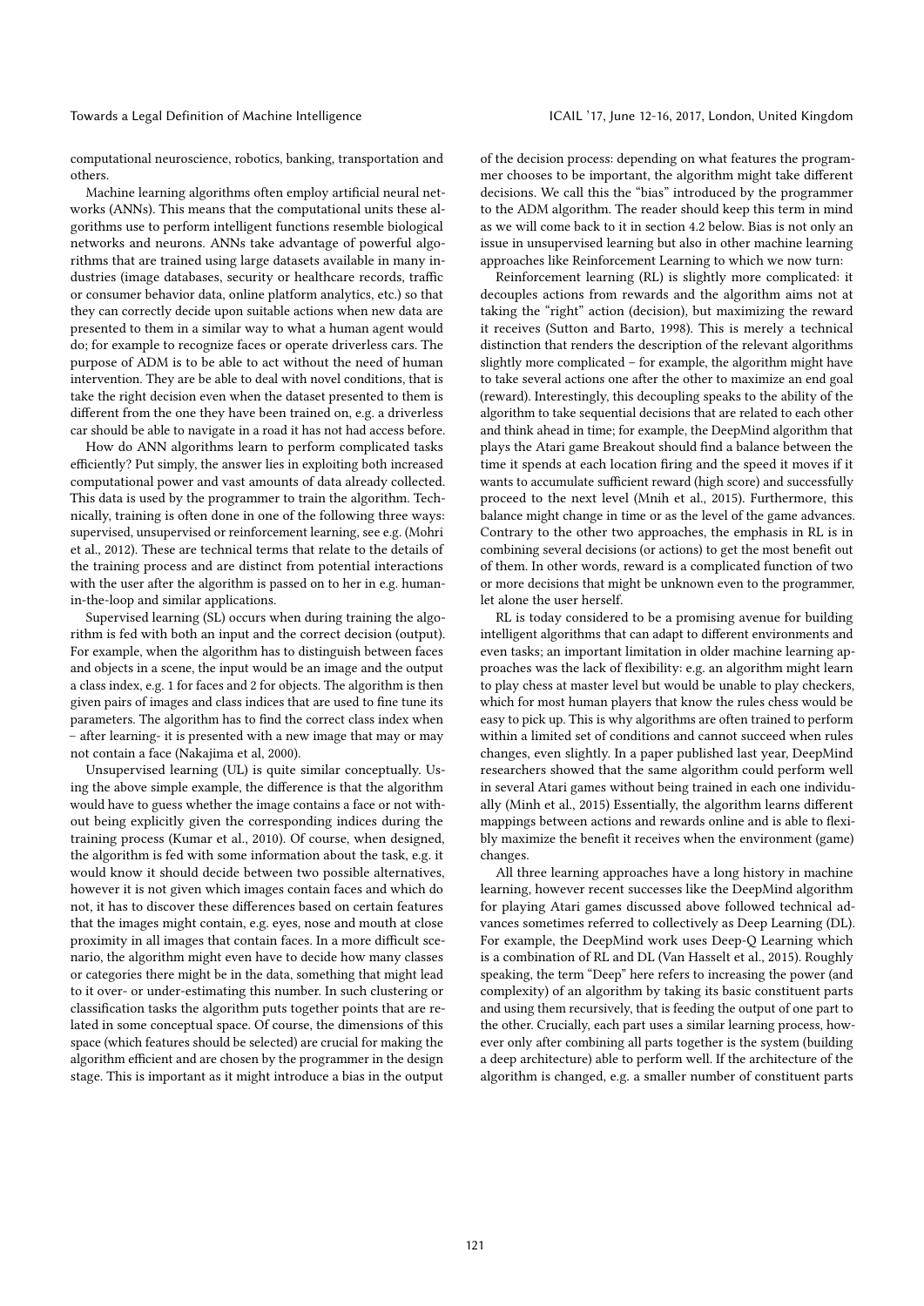computational neuroscience, robotics, banking, transportation and others.

Machine learning algorithms often employ artificial neural networks (ANNs). This means that the computational units these algorithms use to perform intelligent functions resemble biological networks and neurons. ANNs take advantage of powerful algorithms that are trained using large datasets available in many industries (image databases, security or healthcare records, traffic or consumer behavior data, online platform analytics, etc.) so that they can correctly decide upon suitable actions when new data are presented to them in a similar way to what a human agent would do; for example to recognize faces or operate driverless cars. The purpose of ADM is to be able to act without the need of human intervention. They are be able to deal with novel conditions, that is take the right decision even when the dataset presented to them is different from the one they have been trained on, e.g. a driverless car should be able to navigate in a road it has not had access before.

How do ANN algorithms learn to perform complicated tasks efficiently? Put simply, the answer lies in exploiting both increased computational power and vast amounts of data already collected. This data is used by the programmer to train the algorithm. Technically, training is often done in one of the following three ways: supervised, unsupervised or reinforcement learning, see e.g. (Mohri et al., 2012). These are technical terms that relate to the details of the training process and are distinct from potential interactions with the user after the algorithm is passed on to her in e.g. human-in-the-loop and similar applications.

Supervised learning (SL) occurs when during training the algorithm is fed with both an input and the correct decision (output). For example, when the algorithm has to distinguish between faces and objects in a scene, the input would be an image and the output a class index, e.g. 1 for faces and 2 for objects. The algorithm is then given pairs of images and class indices that are used to fine tune its parameters. The algorithm has to find the correct class index when – after learning- it is presented with a new image that may or may not contain a face (Nakajima et al, 2000).

Unsupervised learning (UL) is quite similar conceptually. Using the above simple example, the difference is that the algorithm would have to guess whether the image contains a face or not without being explicitly given the corresponding indices during the training process (Kumar et al., 2010). Of course, when designed, the algorithm is fed with some information about the task, e.g. it would know it should decide between two possible alternatives, however it is not given which images contain faces and which do not, it has to discover these differences based on certain features that the images might contain, e.g. eyes, nose and mouth at close proximity in all images that contain faces. In a more difficult scenario, the algorithm might even have to decide how many classes or categories there might be in the data, something that might lead to it over- or under-estimating this number. In such clustering or classification tasks the algorithm puts together points that are related in some conceptual space. Of course, the dimensions of this space (which features should be selected) are crucial for making the algorithm efficient and are chosen by the programmer in the design stage. This is important as it might introduce a bias in the output of the decision process: depending on what features the programmer chooses to be important, the algorithm might take different decisions. We call this the "bias" introduced by the programmer to the ADM algorithm. The reader should keep this term in mind as we will come back to it in section 4.2 below. Bias is not only an issue in unsupervised learning but also in other machine learning approaches like Reinforcement Learning to which we now turn:

Reinforcement learning (RL) is slightly more complicated: it decouples actions from rewards and the algorithm aims not at taking the "right" action (decision), but maximizing the reward it receives (Sutton and Barto, 1998). This is merely a technical distinction that renders the description of the relevant algorithms slightly more complicated – for example, the algorithm might have to take several actions one after the other to maximize an end goal (reward). Interestingly, this decoupling speaks to the ability of the algorithm to take sequential decisions that are related to each other and think ahead in time; for example, the DeepMind algorithm that plays the Atari game Breakout should find a balance between the time it spends at each location firing and the speed it moves if it wants to accumulate sufficient reward (high score) and successfully proceed to the next level (Mnih et al., 2015). Furthermore, this balance might change in time or as the level of the game advances. Contrary to the other two approaches, the emphasis in RL is in combining several decisions (or actions) to get the most benefit out of them. In other words, reward is a complicated function of two or more decisions that might be unknown even to the programmer, let alone the user herself.

RL is today considered to be a promising avenue for building intelligent algorithms that can adapt to different environments and even tasks; an important limitation in older machine learning approaches was the lack of flexibility: e.g. an algorithm might learn to play chess at master level but would be unable to play checkers, which for most human players that know the rules chess would be easy to pick up. This is why algorithms are often trained to perform within a limited set of conditions and cannot succeed when rules changes, even slightly. In a paper published last year, DeepMind researchers showed that the same algorithm could perform well in several Atari games without being trained in each one individually (Minh et al., 2015) Essentially, the algorithm learns different mappings between actions and rewards online and is able to flexibly maximize the benefit it receives when the environment (game) changes.

All three learning approaches have a long history in machine learning, however recent successes like the DeepMind algorithm for playing Atari games discussed above followed technical advances sometimes referred to collectively as Deep Learning (DL). For example, the DeepMind work uses Deep-Q Learning which is a combination of RL and DL (Van Hasselt et al., 2015). Roughly speaking, the term "Deep" here refers to increasing the power (and complexity) of an algorithm by taking its basic constituent parts and using them recursively, that is feeding the output of one part to the other. Crucially, each part uses a similar learning process, however only after combining all parts together is the system (building a deep architecture) able to perform well. If the architecture of the algorithm is changed, e.g. a smaller number of constituent parts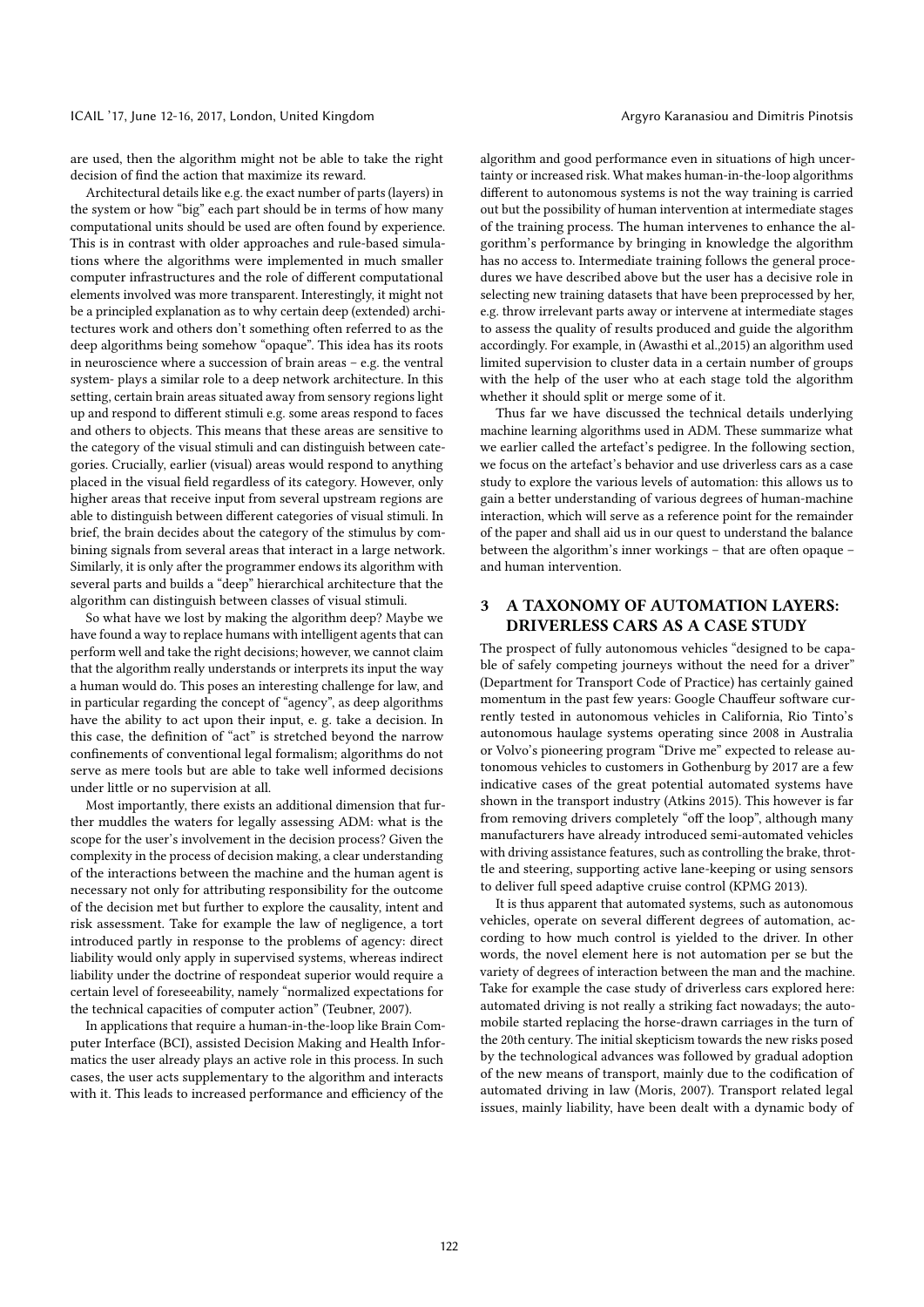are used, then the algorithm might not be able to take the right decision of find the action that maximize its reward.

Architectural details like e.g. the exact number of parts (layers) in the system or how "big" each part should be in terms of how many computational units should be used are often found by experience. This is in contrast with older approaches and rule-based simulations where the algorithms were implemented in much smaller computer infrastructures and the role of different computational elements involved was more transparent. Interestingly, it might not be a principled explanation as to why certain deep (extended) architectures work and others don't something often referred to as the deep algorithms being somehow "opaque". This idea has its roots in neuroscience where a succession of brain areas – e.g. the ventral system- plays a similar role to a deep network architecture. In this setting, certain brain areas situated away from sensory regions light up and respond to different stimuli e.g. some areas respond to faces and others to objects. This means that these areas are sensitive to the category of the visual stimuli and can distinguish between categories. Crucially, earlier (visual) areas would respond to anything placed in the visual field regardless of its category. However, only higher areas that receive input from several upstream regions are able to distinguish between different categories of visual stimuli. In brief, the brain decides about the category of the stimulus by combining signals from several areas that interact in a large network. Similarly, it is only after the programmer endows its algorithm with several parts and builds a "deep" hierarchical architecture that the algorithm can distinguish between classes of visual stimuli.

So what have we lost by making the algorithm deep? Maybe we have found a way to replace humans with intelligent agents that can perform well and take the right decisions; however, we cannot claim that the algorithm really understands or interprets its input the way a human would do. This poses an interesting challenge for law, and in particular regarding the concept of "agency", as deep algorithms have the ability to act upon their input, e. g. take a decision. In this case, the definition of "act" is stretched beyond the narrow confinements of conventional legal formalism; algorithms do not serve as mere tools but are able to take well informed decisions under little or no supervision at all.

Most importantly, there exists an additional dimension that further muddles the waters for legally assessing ADM: what is the scope for the user's involvement in the decision process? Given the complexity in the process of decision making, a clear understanding of the interactions between the machine and the human agent is necessary not only for attributing responsibility for the outcome of the decision met but further to explore the causality, intent and risk assessment. Take for example the law of negligence, a tort introduced partly in response to the problems of agency: direct liability would only apply in supervised systems, whereas indirect liability under the doctrine of respondeat superior would require a certain level of foreseeability, namely "normalized expectations for the technical capacities of computer action" (Teubner, 2007).

In applications that require a human-in-the-loop like Brain Computer Interface (BCI), assisted Decision Making and Health Informatics the user already plays an active role in this process. In such cases, the user acts supplementary to the algorithm and interacts with it. This leads to increased performance and efficiency of the algorithm and good performance even in situations of high uncertainty or increased risk. What makes human-in-the-loop algorithms different to autonomous systems is not the way training is carried out but the possibility of human intervention at intermediate stages of the training process. The human intervenes to enhance the algorithm's performance by bringing in knowledge the algorithm has no access to. Intermediate training follows the general procedures we have described above but the user has a decisive role in selecting new training datasets that have been preprocessed by her, e.g. throw irrelevant parts away or intervene at intermediate stages to assess the quality of results produced and guide the algorithm accordingly. For example, in (Awasthi et al.,2015) an algorithm used limited supervision to cluster data in a certain number of groups with the help of the user who at each stage told the algorithm whether it should split or merge some of it.

Thus far we have discussed the technical details underlying machine learning algorithms used in ADM. These summarize what we earlier called the artefact's pedigree. In the following section, we focus on the artefact's behavior and use driverless cars as a case study to explore the various levels of automation: this allows us to gain a better understanding of various degrees of human-machine interaction, which will serve as a reference point for the remainder of the paper and shall aid us in our quest to understand the balance between the algorithm's inner workings – that are often opaque – and human intervention.

## 3 A TAXONOMY OF AUTOMATION LAYERS: DRIVERLESS CARS AS A CASE STUDY

The prospect of fully autonomous vehicles "designed to be capable of safely competing journeys without the need for a driver" (Department for Transport Code of Practice) has certainly gained momentum in the past few years: Google Chauffeur software currently tested in autonomous vehicles in California, Rio Tinto's autonomous haulage systems operating since 2008 in Australia or Volvo's pioneering program "Drive me" expected to release autonomous vehicles to customers in Gothenburg by 2017 are a few indicative cases of the great potential automated systems have shown in the transport industry (Atkins 2015). This however is far from removing drivers completely "off the loop", although many manufacturers have already introduced semi-automated vehicles with driving assistance features, such as controlling the brake, throttle and steering, supporting active lane-keeping or using sensors to deliver full speed adaptive cruise control (KPMG 2013).

It is thus apparent that automated systems, such as autonomous vehicles, operate on several different degrees of automation, according to how much control is yielded to the driver. In other words, the novel element here is not automation per se but the variety of degrees of interaction between the man and the machine. Take for example the case study of driverless cars explored here: automated driving is not really a striking fact nowadays; the automobile started replacing the horse-drawn carriages in the turn of the 20th century. The initial skepticism towards the new risks posed by the technological advances was followed by gradual adoption of the new means of transport, mainly due to the codification of automated driving in law (Moris, 2007). Transport related legal issues, mainly liability, have been dealt with a dynamic body of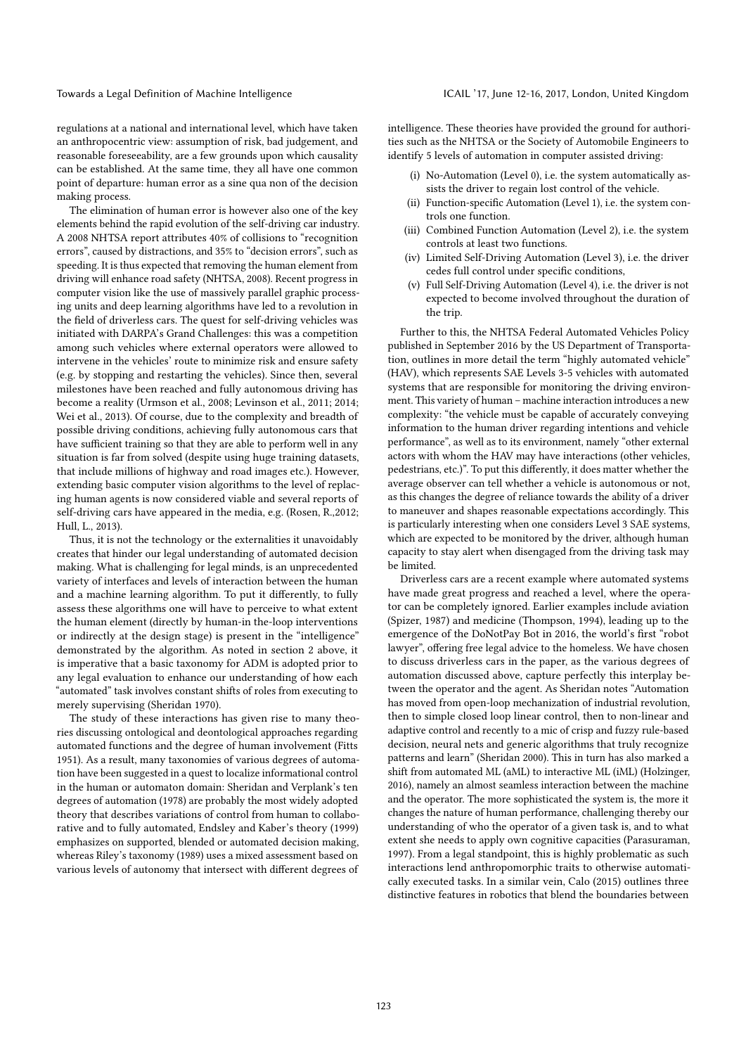regulations at a national and international level, which have taken an anthropocentric view: assumption of risk, bad judgement, and reasonable foreseeability, are a few grounds upon which causality can be established. At the same time, they all have one common point of departure: human error as a sine qua non of the decision making process.

The elimination of human error is however also one of the key elements behind the rapid evolution of the self-driving car industry. A 2008 NHTSA report attributes 40% of collisions to "recognition errors", caused by distractions, and 35% to "decision errors", such as speeding. It is thus expected that removing the human element from driving will enhance road safety (NHTSA, 2008). Recent progress in computer vision like the use of massively parallel graphic processing units and deep learning algorithms have led to a revolution in the field of driverless cars. The quest for self-driving vehicles was initiated with DARPA's Grand Challenges: this was a competition among such vehicles where external operators were allowed to intervene in the vehicles' route to minimize risk and ensure safety (e.g. by stopping and restarting the vehicles). Since then, several milestones have been reached and fully autonomous driving has become a reality (Urmson et al., 2008; Levinson et al., 2011; 2014; Wei et al., 2013). Of course, due to the complexity and breadth of possible driving conditions, achieving fully autonomous cars that have sufficient training so that they are able to perform well in any situation is far from solved (despite using huge training datasets, that include millions of highway and road images etc.). However, extending basic computer vision algorithms to the level of replacing human agents is now considered viable and several reports of self-driving cars have appeared in the media, e.g. (Rosen, R.,2012; Hull, L., 2013).

Thus, it is not the technology or the externalities it unavoidably creates that hinder our legal understanding of automated decision making. What is challenging for legal minds, is an unprecedented variety of interfaces and levels of interaction between the human and a machine learning algorithm. To put it differently, to fully assess these algorithms one will have to perceive to what extent the human element (directly by human-in the-loop interventions or indirectly at the design stage) is present in the "intelligence" demonstrated by the algorithm. As noted in section 2 above, it is imperative that a basic taxonomy for ADM is adopted prior to any legal evaluation to enhance our understanding of how each "automated" task involves constant shifts of roles from executing to merely supervising (Sheridan 1970).

The study of these interactions has given rise to many theories discussing ontological and deontological approaches regarding automated functions and the degree of human involvement (Fitts 1951). As a result, many taxonomies of various degrees of automation have been suggested in a quest to localize informational control in the human or automaton domain: Sheridan and Verplank's ten degrees of automation (1978) are probably the most widely adopted theory that describes variations of control from human to collaborative and to fully automated, Endsley and Kaber's theory (1999) emphasizes on supported, blended or automated decision making, whereas Riley's taxonomy (1989) uses a mixed assessment based on various levels of autonomy that intersect with different degrees of intelligence. These theories have provided the ground for authorities such as the NHTSA or the Society of Automobile Engineers to identify 5 levels of automation in computer assisted driving:

(i) No-Automation (Level 0), i.e. the system automatically assists the driver to regain lost control of the vehicle.
(ii) Function-specific Automation (Level 1), i.e. the system controls one function.
(iii) Combined Function Automation (Level 2), i.e. the system controls at least two functions.
(iv) Limited Self-Driving Automation (Level 3), i.e. the driver cedes full control under specific conditions,
(v) Full Self-Driving Automation (Level 4), i.e. the driver is not expected to become involved throughout the duration of the trip.

Further to this, the NHTSA Federal Automated Vehicles Policy published in September 2016 by the US Department of Transportation, outlines in more detail the term "highly automated vehicle" (HAV), which represents SAE Levels 3-5 vehicles with automated systems that are responsible for monitoring the driving environment. This variety of human – machine interaction introduces a new complexity: "the vehicle must be capable of accurately conveying information to the human driver regarding intentions and vehicle performance", as well as to its environment, namely "other external actors with whom the HAV may have interactions (other vehicles, pedestrians, etc.)". To put this differently, it does matter whether the average observer can tell whether a vehicle is autonomous or not, as this changes the degree of reliance towards the ability of a driver to maneuver and shapes reasonable expectations accordingly. This is particularly interesting when one considers Level 3 SAE systems, which are expected to be monitored by the driver, although human capacity to stay alert when disengaged from the driving task may be limited.

Driverless cars are a recent example where automated systems have made great progress and reached a level, where the operator can be completely ignored. Earlier examples include aviation (Spizer, 1987) and medicine (Thompson, 1994), leading up to the emergence of the DoNotPay Bot in 2016, the world's first "robot lawyer", offering free legal advice to the homeless. We have chosen to discuss driverless cars in the paper, as the various degrees of automation discussed above, capture perfectly this interplay between the operator and the agent. As Sheridan notes "Automation has moved from open-loop mechanization of industrial revolution, then to simple closed loop linear control, then to non-linear and adaptive control and recently to a mic of crisp and fuzzy rule-based decision, neural nets and generic algorithms that truly recognize patterns and learn" (Sheridan 2000). This in turn has also marked a shift from automated ML (aML) to interactive ML (iML) (Holzinger, 2016), namely an almost seamless interaction between the machine and the operator. The more sophisticated the system is, the more it changes the nature of human performance, challenging thereby our understanding of who the operator of a given task is, and to what extent she needs to apply own cognitive capacities (Parasuraman, 1997). From a legal standpoint, this is highly problematic as such interactions lend anthropomorphic traits to otherwise automatically executed tasks. In a similar vein, Calo (2015) outlines three distinctive features in robotics that blend the boundaries between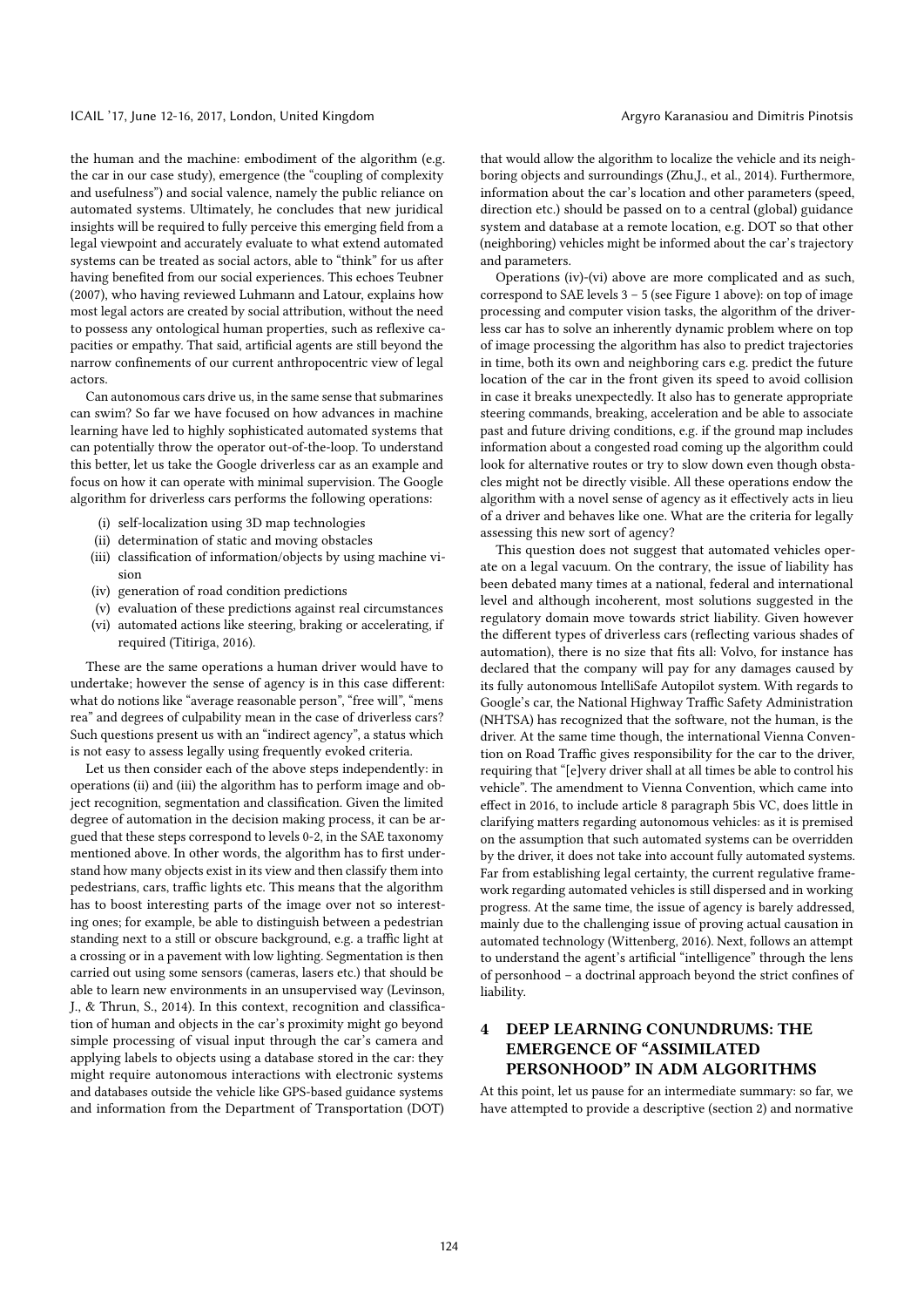the human and the machine: embodiment of the algorithm (e.g. the car in our case study), emergence (the "coupling of complexity and usefulness") and social valence, namely the public reliance on automated systems. Ultimately, he concludes that new juridical insights will be required to fully perceive this emerging field from a legal viewpoint and accurately evaluate to what extend automated systems can be treated as social actors, able to "think" for us after having benefited from our social experiences. This echoes Teubner (2007), who having reviewed Luhmann and Latour, explains how most legal actors are created by social attribution, without the need to possess any ontological human properties, such as reflexive capacities or empathy. That said, artificial agents are still beyond the narrow confinements of our current anthropocentric view of legal actors.

Can autonomous cars drive us, in the same sense that submarines can swim? So far we have focused on how advances in machine learning have led to highly sophisticated automated systems that can potentially throw the operator out-of-the-loop. To understand this better, let us take the Google driverless car as an example and focus on how it can operate with minimal supervision. The Google algorithm for driverless cars performs the following operations:

(i) self-localization using 3D map technologies
(ii) determination of static and moving obstacles
(iii) classification of information/objects by using machine vision
(iv) generation of road condition predictions
(v) evaluation of these predictions against real circumstances
(vi) automated actions like steering, braking or accelerating, if required (Titiriga, 2016).

These are the same operations a human driver would have to undertake; however the sense of agency is in this case different: what do notions like "average reasonable person", "free will", "mens rea" and degrees of culpability mean in the case of driverless cars? Such questions present us with an "indirect agency", a status which is not easy to assess legally using frequently evoked criteria.

Let us then consider each of the above steps independently: in operations (ii) and (iii) the algorithm has to perform image and object recognition, segmentation and classification. Given the limited degree of automation in the decision making process, it can be argued that these steps correspond to levels 0-2, in the SAE taxonomy mentioned above. In other words, the algorithm has to first understand how many objects exist in its view and then classify them into pedestrians, cars, traffic lights etc. This means that the algorithm has to boost interesting parts of the image over not so interesting ones; for example, be able to distinguish between a pedestrian standing next to a still or obscure background, e.g. a traffic light at a crossing or in a pavement with low lighting. Segmentation is then carried out using some sensors (cameras, lasers etc.) that should be able to learn new environments in an unsupervised way (Levinson, J., & Thrun, S., 2014). In this context, recognition and classification of human and objects in the car's proximity might go beyond simple processing of visual input through the car's camera and applying labels to objects using a database stored in the car: they might require autonomous interactions with electronic systems and databases outside the vehicle like GPS-based guidance systems and information from the Department of Transportation (DOT) that would allow the algorithm to localize the vehicle and its neighboring objects and surroundings (Zhu,J., et al., 2014). Furthermore, information about the car's location and other parameters (speed, direction etc.) should be passed on to a central (global) guidance system and database at a remote location, e.g. DOT so that other (neighboring) vehicles might be informed about the car's trajectory and parameters.

Operations (iv)-(vi) above are more complicated and as such, correspond to SAE levels 3 – 5 (see Figure 1 above): on top of image processing and computer vision tasks, the algorithm of the driverless car has to solve an inherently dynamic problem where on top of image processing the algorithm has also to predict trajectories in time, both its own and neighboring cars e.g. predict the future location of the car in the front given its speed to avoid collision in case it breaks unexpectedly. It also has to generate appropriate steering commands, breaking, acceleration and be able to associate past and future driving conditions, e.g. if the ground map includes information about a congested road coming up the algorithm could look for alternative routes or try to slow down even though obstacles might not be directly visible. All these operations endow the algorithm with a novel sense of agency as it effectively acts in lieu of a driver and behaves like one. What are the criteria for legally assessing this new sort of agency?

This question does not suggest that automated vehicles operate on a legal vacuum. On the contrary, the issue of liability has been debated many times at a national, federal and international level and although incoherent, most solutions suggested in the regulatory domain move towards strict liability. Given however the different types of driverless cars (reflecting various shades of automation), there is no size that fits all: Volvo, for instance has declared that the company will pay for any damages caused by its fully autonomous IntelliSafe Autopilot system. With regards to Google's car, the National Highway Traffic Safety Administration (NHTSA) has recognized that the software, not the human, is the driver. At the same time though, the international Vienna Convention on Road Traffic gives responsibility for the car to the driver, requiring that "[e]very driver shall at all times be able to control his vehicle". The amendment to Vienna Convention, which came into effect in 2016, to include article 8 paragraph 5bis VC, does little in clarifying matters regarding autonomous vehicles: as it is premised on the assumption that such automated systems can be overridden by the driver, it does not take into account fully automated systems. Far from establishing legal certainty, the current regulative framework regarding automated vehicles is still dispersed and in working progress. At the same time, the issue of agency is barely addressed, mainly due to the challenging issue of proving actual causation in automated technology (Wittenberg, 2016). Next, follows an attempt to understand the agent's artificial "intelligence" through the lens of personhood – a doctrinal approach beyond the strict confines of liability.

## 4 DEEP LEARNING CONUNDRUMS: THE EMERGENCE OF "ASSIMILATED PERSONHOOD" IN ADM ALGORITHMS

At this point, let us pause for an intermediate summary: so far, we have attempted to provide a descriptive (section 2) and normative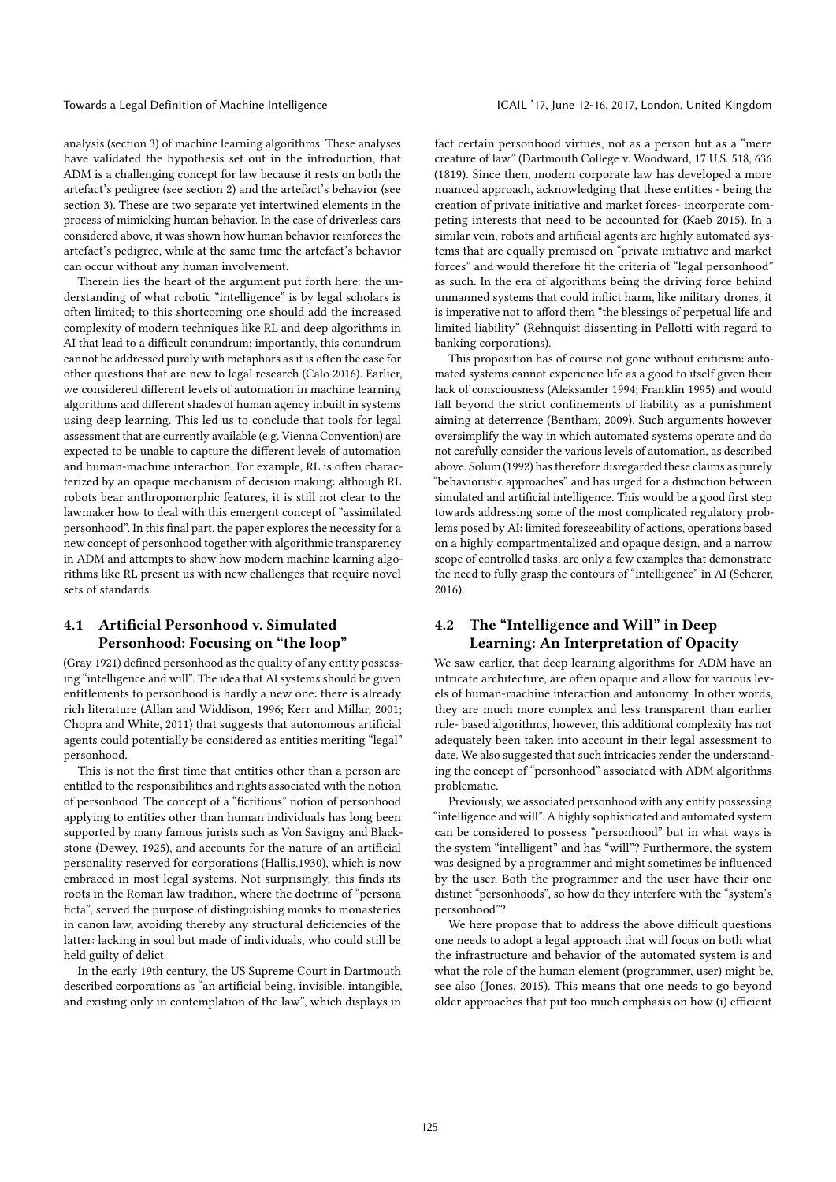analysis (section 3) of machine learning algorithms. These analyses have validated the hypothesis set out in the introduction, that ADM is a challenging concept for law because it rests on both the artefact's pedigree (see section 2) and the artefact's behavior (see section 3). These are two separate yet intertwined elements in the process of mimicking human behavior. In the case of driverless cars considered above, it was shown how human behavior reinforces the artefact's pedigree, while at the same time the artefact's behavior can occur without any human involvement.

Therein lies the heart of the argument put forth here: the understanding of what robotic "intelligence" is by legal scholars is often limited; to this shortcoming one should add the increased complexity of modern techniques like RL and deep algorithms in AI that lead to a difficult conundrum; importantly, this conundrum cannot be addressed purely with metaphors as it is often the case for other questions that are new to legal research (Calo 2016). Earlier, we considered different levels of automation in machine learning algorithms and different shades of human agency inbuilt in systems using deep learning. This led us to conclude that tools for legal assessment that are currently available (e.g. Vienna Convention) are expected to be unable to capture the different levels of automation and human-machine interaction. For example, RL is often characterized by an opaque mechanism of decision making: although RL robots bear anthropomorphic features, it is still not clear to the lawmaker how to deal with this emergent concept of "assimilated personhood". In this final part, the paper explores the necessity for a new concept of personhood together with algorithmic transparency in ADM and attempts to show how modern machine learning algorithms like RL present us with new challenges that require novel sets of standards.

### 4.1 Artificial Personhood v. Simulated Personhood: Focusing on "the loop"

(Gray 1921) defined personhood as the quality of any entity possessing "intelligence and will". The idea that AI systems should be given entitlements to personhood is hardly a new one: there is already rich literature (Allan and Widdison, 1996; Kerr and Millar, 2001; Chopra and White, 2011) that suggests that autonomous artificial agents could potentially be considered as entities meriting "legal" personhood.

This is not the first time that entities other than a person are entitled to the responsibilities and rights associated with the notion of personhood. The concept of a "fictitious" notion of personhood applying to entities other than human individuals has long been supported by many famous jurists such as Von Savigny and Blackstone (Dewey, 1925), and accounts for the nature of an artificial personality reserved for corporations (Hallis,1930), which is now embraced in most legal systems. Not surprisingly, this finds its roots in the Roman law tradition, where the doctrine of "persona ficta", served the purpose of distinguishing monks to monasteries in canon law, avoiding thereby any structural deficiencies of the latter: lacking in soul but made of individuals, who could still be held guilty of delict.

In the early 19th century, the US Supreme Court in Dartmouth described corporations as "an artificial being, invisible, intangible, and existing only in contemplation of the law", which displays in fact certain personhood virtues, not as a person but as a "mere creature of law." (Dartmouth College v. Woodward, 17 U.S. 518, 636 (1819). Since then, modern corporate law has developed a more nuanced approach, acknowledging that these entities - being the creation of private initiative and market forces- incorporate competing interests that need to be accounted for (Kaeb 2015). In a similar vein, robots and artificial agents are highly automated systems that are equally premised on "private initiative and market forces" and would therefore fit the criteria of "legal personhood" as such. In the era of algorithms being the driving force behind unmanned systems that could inflict harm, like military drones, it is imperative not to afford them "the blessings of perpetual life and limited liability" (Rehnquist dissenting in Pellotti with regard to banking corporations).

This proposition has of course not gone without criticism: automated systems cannot experience life as a good to itself given their lack of consciousness (Aleksander 1994; Franklin 1995) and would fall beyond the strict confinements of liability as a punishment aiming at deterrence (Bentham, 2009). Such arguments however oversimplify the way in which automated systems operate and do not carefully consider the various levels of automation, as described above. Solum (1992) has therefore disregarded these claims as purely "behavioristic approaches" and has urged for a distinction between simulated and artificial intelligence. This would be a good first step towards addressing some of the most complicated regulatory problems posed by AI: limited foreseeability of actions, operations based on a highly compartmentalized and opaque design, and a narrow scope of controlled tasks, are only a few examples that demonstrate the need to fully grasp the contours of "intelligence" in AI (Scherer, 2016).

### 4.2 The "Intelligence and Will" in Deep Learning: An Interpretation of Opacity

We saw earlier, that deep learning algorithms for ADM have an intricate architecture, are often opaque and allow for various levels of human-machine interaction and autonomy. In other words, they are much more complex and less transparent than earlier rule- based algorithms, however, this additional complexity has not adequately been taken into account in their legal assessment to date. We also suggested that such intricacies render the understanding the concept of "personhood" associated with ADM algorithms problematic.

Previously, we associated personhood with any entity possessing "intelligence and will". A highly sophisticated and automated system can be considered to possess "personhood" but in what ways is the system "intelligent" and has "will"? Furthermore, the system was designed by a programmer and might sometimes be influenced by the user. Both the programmer and the user have their one distinct "personhoods", so how do they interfere with the "system's personhood"?

We here propose that to address the above difficult questions one needs to adopt a legal approach that will focus on both what the infrastructure and behavior of the automated system is and what the role of the human element (programmer, user) might be, see also (Jones, 2015). This means that one needs to go beyond older approaches that put too much emphasis on how (i) efficient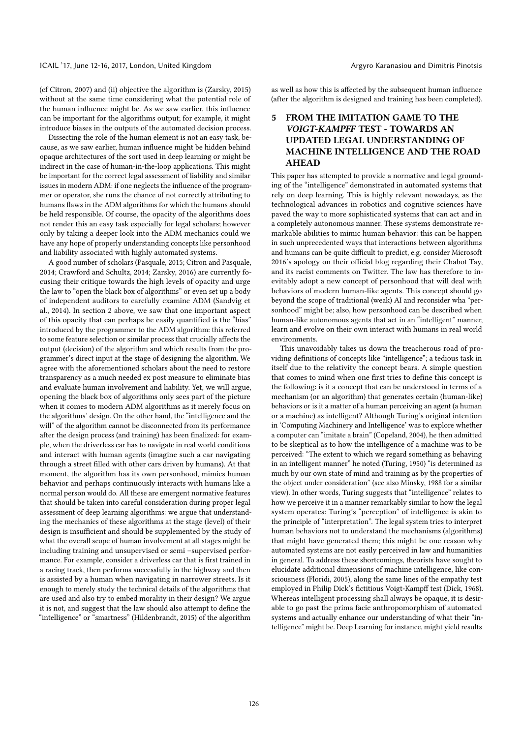(cf Citron, 2007) and (ii) objective the algorithm is (Zarsky, 2015) without at the same time considering what the potential role of the human influence might be. As we saw earlier, this influence can be important for the algorithms output; for example, it might introduce biases in the outputs of the automated decision process.

Dissecting the role of the human element is not an easy task, because, as we saw earlier, human influence might be hidden behind opaque architectures of the sort used in deep learning or might be indirect in the case of human-in-the-loop applications. This might be important for the correct legal assessment of liability and similar issues in modern ADM: if one neglects the influence of the programmer or operator, she runs the chance of not correctly attributing to humans flaws in the ADM algorithms for which the humans should be held responsible. Of course, the opacity of the algorithms does not render this an easy task especially for legal scholars; however only by taking a deeper look into the ADM mechanics could we have any hope of properly understanding concepts like personhood and liability associated with highly automated systems.

A good number of scholars (Pasquale, 2015; Citron and Pasquale, 2014; Crawford and Schultz, 2014; Zarsky, 2016) are currently focusing their critique towards the high levels of opacity and urge the law to "open the black box of algorithms" or even set up a body of independent auditors to carefully examine ADM (Sandvig et al., 2014). In section 2 above, we saw that one important aspect of this opacity that can perhaps be easily quantified is the "bias" introduced by the programmer to the ADM algorithm: this referred to some feature selection or similar process that crucially affects the output (decision) of the algorithm and which results from the programmer's direct input at the stage of designing the algorithm. We agree with the aforementioned scholars about the need to restore transparency as a much needed ex post measure to eliminate bias and evaluate human involvement and liability. Yet, we will argue, opening the black box of algorithms only sees part of the picture when it comes to modern ADM algorithms as it merely focus on the algorithms' design. On the other hand, the "intelligence and the will" of the algorithm cannot be disconnected from its performance after the design process (and training) has been finalized: for example, when the driverless car has to navigate in real world conditions and interact with human agents (imagine such a car navigating through a street filled with other cars driven by humans). At that moment, the algorithm has its own personhood, mimics human behavior and perhaps continuously interacts with humans like a normal person would do. All these are emergent normative features that should be taken into careful consideration during proper legal assessment of deep learning algorithms: we argue that understanding the mechanics of these algorithms at the stage (level) of their design is insufficient and should be supplemented by the study of what the overall scope of human involvement at all stages might be including training and unsupervised or semi –supervised performance. For example, consider a driverless car that is first trained in a racing track, then performs successfully in the highway and then is assisted by a human when navigating in narrower streets. Is it enough to merely study the technical details of the algorithms that are used and also try to embed morality in their design? We argue it is not, and suggest that the law should also attempt to define the "intelligence" or "smartness" (Hildenbrandt, 2015) of the algorithm as well as how this is affected by the subsequent human influence (after the algorithm is designed and training has been completed).

## 5 FROM THE IMITATION GAME TO THE *VOIGT-KAMPFF* TEST - TOWARDS AN UPDATED LEGAL UNDERSTANDING OF MACHINE INTELLIGENCE AND THE ROAD AHEAD

This paper has attempted to provide a normative and legal grounding of the "intelligence" demonstrated in automated systems that rely on deep learning. This is highly relevant nowadays, as the technological advances in robotics and cognitive sciences have paved the way to more sophisticated systems that can act and in a completely autonomous manner. These systems demonstrate remarkable abilities to mimic human behavior: this can be happen in such unprecedented ways that interactions between algorithms and humans can be quite difficult to predict, e.g. consider Microsoft 2016's apology on their official blog regarding their Chabot Tay, and its racist comments on Twitter. The law has therefore to inevitably adopt a new concept of personhood that will deal with behaviors of modern human-like agents. This concept should go beyond the scope of traditional (weak) AI and reconsider wha "personhood" might be; also, how personhood can be described when human-like autonomous agents that act in an "intelligent" manner, learn and evolve on their own interact with humans in real world environments.

This unavoidably takes us down the treacherous road of providing definitions of concepts like "intelligence"; a tedious task in itself due to the relativity the concept bears. A simple question that comes to mind when one first tries to define this concept is the following: is it a concept that can be understood in terms of a mechanism (or an algorithm) that generates certain (human-like) behaviors or is it a matter of a human perceiving an agent (a human or a machine) as intelligent? Although Turing's original intention in 'Computing Machinery and Intelligence' was to explore whether a computer can "imitate a brain" (Copeland, 2004), he then admitted to be skeptical as to how the intelligence of a machine was to be perceived: "The extent to which we regard something as behaving in an intelligent manner" he noted (Turing, 1950) "is determined as much by our own state of mind and training as by the properties of the object under consideration" (see also Minsky, 1988 for a similar view). In other words, Turing suggests that "intelligence" relates to how we perceive it in a manner remarkably similar to how the legal system operates: Turing's "perception" of intelligence is akin to the principle of "interpretation". The legal system tries to interpret human behaviors not to understand the mechanisms (algorithms) that might have generated them; this might be one reason why automated systems are not easily perceived in law and humanities in general. To address these shortcomings, theorists have sought to elucidate additional dimensions of machine intelligence, like consciousness (Floridi, 2005), along the same lines of the empathy test employed in Philip Dick's fictitious Voigt-Kampff test (Dick, 1968). Whereas intelligent processing shall always be opaque, it is desirable to go past the prima facie anthropomorphism of automated systems and actually enhance our understanding of what their "intelligence" might be. Deep Learning for instance, might yield results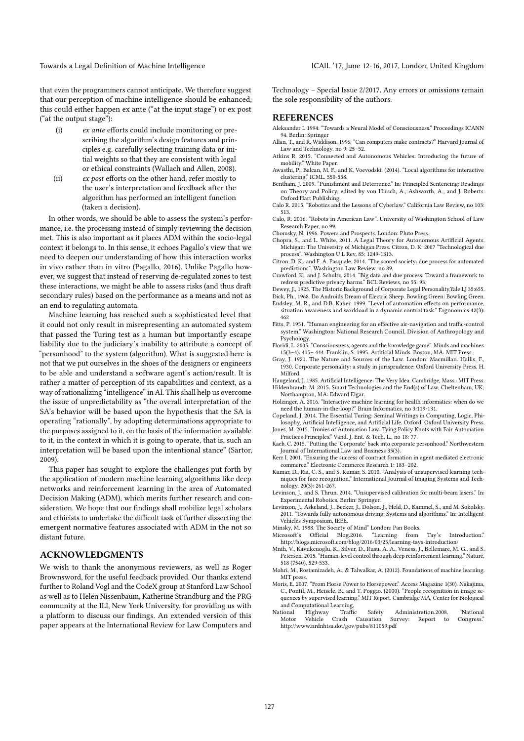that even the programmers cannot anticipate. We therefore suggest that our perception of machine intelligence should be enhanced; this could either happen ex ante ("at the input stage") or ex post ("at the output stage"):

(i) *ex ante* efforts could include monitoring or prescribing the algorithm's design features and principles e.g. carefully selecting training data or initial weights so that they are consistent with legal or ethical constraints (Wallach and Allen, 2008).

(ii) *ex post* efforts on the other hand, refer mostly to the user's interpretation and feedback after the algorithm has performed an intelligent function (taken a decision).

In other words, we should be able to assess the system's performance, i.e. the processing instead of simply reviewing the decision met. This is also important as it places ADM within the socio-legal context it belongs to. In this sense, it echoes Pagallo's view that we need to deepen our understanding of how this interaction works in vivo rather than in vitro (Pagallo, 2016). Unlike Pagallo however, we suggest that instead of reserving de-regulated zones to test these interactions, we might be able to assess risks (and thus draft secondary rules) based on the performance as a means and not as an end to regulating automata.

Machine learning has reached such a sophisticated level that it could not only result in misrepresenting an automated system that passed the Turing test as a human but importantly escape liability due to the judiciary's inability to attribute a concept of "personhood" to the system (algorithm). What is suggested here is not that we put ourselves in the shoes of the designers or engineers to be able and understand a software agent's action/result. It is rather a matter of perception of its capabilities and context, as a way of rationalizing "intelligence" in AI. This shall help us overcome the issue of unpredictability as "the overall interpretation of the SA's behavior will be based upon the hypothesis that the SA is operating "rationally", by adopting determinations appropriate to the purposes assigned to it, on the basis of the information available to it, in the context in which it is going to operate, that is, such an interpretation will be based upon the intentional stance" (Sartor, 2009).

This paper has sought to explore the challenges put forth by the application of modern machine learning algorithms like deep networks and reinforcement learning in the area of Automated Decision Making (ADM), which merits further research and consideration. We hope that our findings shall mobilize legal scholars and ethicists to undertake the difficult task of further dissecting the emergent normative features associated with ADM in the not so distant future.

## ACKNOWLEDGMENTS

We wish to thank the anonymous reviewers, as well as Roger Brownsword, for the useful feedback provided. Our thanks extend further to Roland Vogl and the CodeX group at Stanford Law School as well as to Helen Nissenbaum, Katherine Strandburg and the PRG community at the ILI, New York University, for providing us with a platform to discuss our findings. An extended version of this paper appears at the International Review for Law Computers and Technology – Special Issue 2/2017. Any errors or omissions remain the sole responsibility of the authors.

## REFERENCES

Aleksander I. 1994. "Towards a Neural Model of Consciousness." Proceedings ICANN 94. Berlin: Springer

Allan, T., and R. Widdison. 1996. "Can computers make contracts?" Harvard Journal of Law and Technology, no 9: 25–52.

Atkins R. 2015. "Connected and Autonomous Vehicles: Introducing the future of mobility." White Paper.

Awasthi, P., Balcan, M. F., and K. Voevodski. (2014). "Local algorithms for interactive clustering." ICML. 550-558.

Bentham, J. 2009. "Punishment and Deterrence." In: Principled Sentencing: Readings on Theory and Policy, edited by von Hirsch, A., Ashworth, A., and J. Roberts. Oxford:Hart Publishing.

Calo R. 2015. "Robotics and the Lessons of Cyberlaw." California Law Review, no 103: 513.

Calo, R. 2016. "Robots in American Law". University of Washington School of Law Research Paper, no 99.

Chomsky, N. 1996. Powers and Prospects. London: Pluto Press.

Chopra, S., and L. White. 2011. A Legal Theory for Autonomous Artificial Agents. Michigan: The University of Michigan Press. Citron, D. K. 2007 "Technological due process". Washington U L Rev, 85: 1249-1313.

Citron, D. K., and F. A. Pasquale. 2014. "The scored society: due process for automated predictions." Washington Law Review, no 89.

Crawford, K., and J. Schultz. 2014. "Big data and due process: Toward a framework to redress predictive privacy harms." BCL Reviews, no 55: 93.

Dewey, J., 1925. The Historic Background of Corporate Legal Personality,Yale LJ 35:655.

Dick, Ph., 1968. Do Androids Dream of Electric Sheep. Bowling Green: Bowling Green.

Endsley, M. R., and D.B. Kaber. 1999. "Level of automation effects on performance, situation awareness and workload in a dynamic control task." Ergonomics 42(3): 462

Fitts, P. 1951. "Human engineering for an effective air-navigation and traffic-control system." Washington: National Research Council, Division of Anthropology and Psychology.

Floridi, L. 2005. "Consciousness, agents and the knowledge game". Minds and machines 15(3–4): 415– 444. Franklin, S. 1995. Artificial Minds. Boston, MA: MIT Press.

Gray, J. 1921. The Nature and Sources of the Law. London: Macmillan. Hallis, F., 1930. Corporate personality: a study in jurisprudence: Oxford University Press, H. Milford.

Haugeland, J. 1985. Artificial Intelligence: The Very Idea. Cambridge, Mass.: MIT Press.

Hildenbrandt, M. 2015. Smart Technologies and the End(s) of Law. Cheltenham, UK; Northampton, MA: Edward Elgar.

Holzinger, A. 2016. "Interactive machine learning for health informatics: when do we need the human-in-the-loop?" Brain Informatics, no 3:119-131.

Copeland, J. 2014. The Essential Turing: Seminal Writings in Computing, Logic, Philosophy, Artificial Intelligence, and Artificial Life. Oxford: Oxford University Press.

Jones, M. 2015. "Ironies of Automation Law: Tying Policy Knots with Fair Automation Practices Principles." Vand. J. Ent. & Tech. L., no 18: 77.

Kaeb, C. 2015. "Putting the 'Corporate' back into corporate personhood." Northwestern Journal of International Law and Business 35(3).

Kerr I. 2001. "Ensuring the success of contract formation in agent mediated electronic commerce." Electronic Commerce Research 1: 183–202.

Kumar, D., Rai, C. S., and S. Kumar, S. 2010. "Analysis of unsupervised learning techniques for face recognition." International Journal of Imaging Systems and Technology, 20(3): 261-267.

Levinson, J., and S. Thrun. 2014. "Unsupervised calibration for multi-beam lasers." In: Experimental Robotics. Berlin: Springer.

Levinson, J., Askeland, J., Becker, J., Dolson, J., Held, D., Kammel, S., and M. Sokolsky. 2011. "Towards fully autonomous driving: Systems and algorithms." In: Intelligent Vehicles Symposium, IEEE.

Minsky, M. 1988. The Society of Mind" London: Pan Books.

Microsoft's Official Blog.2016. "Learning from Tay's Introduction." http://blogs.microsoft.com/blog/2016/03/25/learning-tays-introduction/

Mnih, V., Kavukcuoglu, K., Silver, D., Rusu, A. A., Veness, J., Bellemare, M. G., and S. Petersen. 2015. "Human-level control through deep reinforcement learning." Nature, 518 (7540), 529-533.

Mohri, M., Rostamizadeh, A., & Talwalkar, A. (2012). Foundations of machine learning. MIT press.

Moris, E. 2007. "From Horse Power to Horsepower." Access Magazine 1(30). Nakajima, C., Pontil, M., Heisele, B., and T. Poggio. (2000). "People recognition in image sequences by supervised learning." MIT Report. Cambridge MA, Center for Biological and Computational Learning.

National Highway Traffic Safety Administration.2008. "National Motor Vehicle Crash Causation Survey: Report to Congress." http://www.nrdnhtsa.dot/gov/pubs/811059.pdf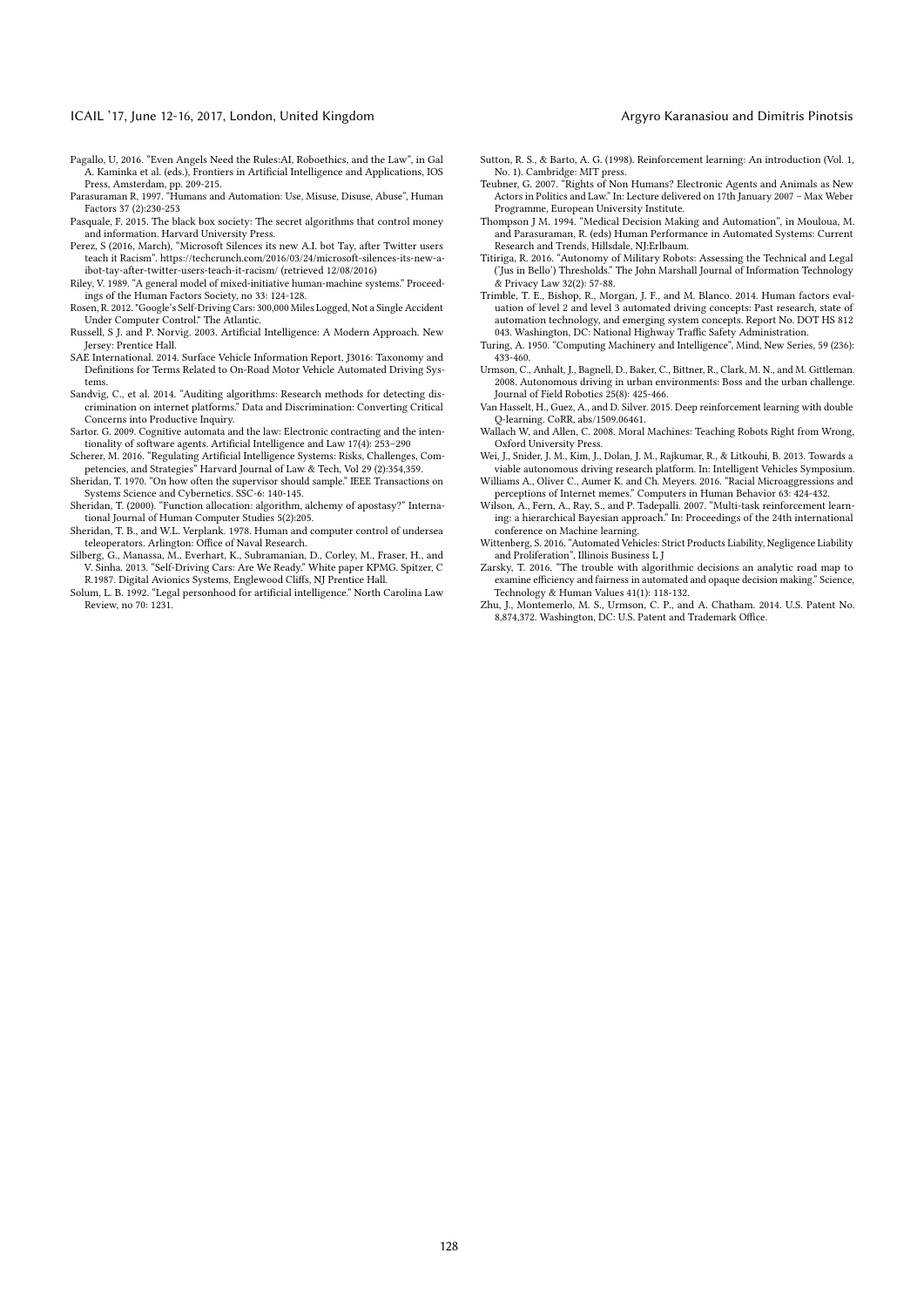Pagallo, U, 2016. "Even Angels Need the Rules:AI, Roboethics, and the Law", in Gal A. Kaminka et al. (eds.), Frontiers in Artificial Intelligence and Applications, IOS Press, Amsterdam, pp. 209-215.

Parasuraman R, 1997. "Humans and Automation: Use, Misuse, Disuse, Abuse", Human Factors 37 (2):230-253

Pasquale, F. 2015. The black box society: The secret algorithms that control money and information. Harvard University Press.

Perez, S (2016, March), "Microsoft Silences its new A.I. bot Tay, after Twitter users teach it Racism". https://techcrunch.com/2016/03/24/microsoft-silences-its-new-a-ibot-tay-after-twitter-users-teach-it-racism/ (retrieved 12/08/2016)

Riley, V. 1989. "A general model of mixed-initiative human-machine systems." Proceedings of the Human Factors Society, no 33: 124-128.

Rosen, R. 2012. "Google's Self-Driving Cars: 300,000 Miles Logged, Not a Single Accident Under Computer Control." The Atlantic.

Russell, S J. and P. Norvig. 2003. Artificial Intelligence: A Modern Approach. New Jersey: Prentice Hall.

SAE International. 2014. Surface Vehicle Information Report, J3016: Taxonomy and Definitions for Terms Related to On-Road Motor Vehicle Automated Driving Systems.

Sandvig, C., et al. 2014. "Auditing algorithms: Research methods for detecting discrimination on internet platforms." Data and Discrimination: Converting Critical Concerns into Productive Inquiry.

Sartor. G. 2009. Cognitive automata and the law: Electronic contracting and the intentionality of software agents. Artificial Intelligence and Law 17(4): 253–290

Scherer, M. 2016. "Regulating Artificial Intelligence Systems: Risks, Challenges, Competencies, and Strategies" Harvard Journal of Law & Tech, Vol 29 (2):354,359.

Sheridan, T. 1970. "On how often the supervisor should sample." IEEE Transactions on Systems Science and Cybernetics. SSC-6: 140-145.

Sheridan, T. (2000). "Function allocation: algorithm, alchemy of apostasy?" International Journal of Human Computer Studies 5(2):205.

Sheridan, T. B., and W.L. Verplank. 1978. Human and computer control of undersea teleoperators. Arlington: Office of Naval Research.

Silberg, G., Manassa, M., Everhart, K., Subramanian, D., Corley, M., Fraser, H., and V. Sinha. 2013. "Self-Driving Cars: Are We Ready." White paper KPMG. Spitzer, C R.1987. Digital Avionics Systems, Englewood Cliffs, NJ Prentice Hall.

Solum, L. B. 1992. "Legal personhood for artificial intelligence." North Carolina Law Review, no 70: 1231.

Sutton, R. S., & Barto, A. G. (1998). Reinforcement learning: An introduction (Vol. 1, No. 1). Cambridge: MIT press.

Teubner, G. 2007. "Rights of Non Humans? Electronic Agents and Animals as New Actors in Politics and Law." In: Lecture delivered on 17th January 2007 – Max Weber Programme, European University Institute.

Thompson J M. 1994. "Medical Decision Making and Automation", in Mouloua, M. and Parasuraman, R. (eds) Human Performance in Automated Systems: Current Research and Trends, Hillsdale, NJ:Erlbaum.

Titiriga, R. 2016. "Autonomy of Military Robots: Assessing the Technical and Legal ('Jus in Bello') Thresholds." The John Marshall Journal of Information Technology & Privacy Law 32(2): 57-88.

Trimble, T. E., Bishop, R., Morgan, J. F., and M. Blanco. 2014. Human factors evaluation of level 2 and level 3 automated driving concepts: Past research, state of automation technology, and emerging system concepts. Report No. DOT HS 812 043. Washington, DC: National Highway Traffic Safety Administration.

Turing, A. 1950. "Computing Machinery and Intelligence", Mind, New Series, 59 (236): 433-460.

Urmson, C., Anhalt, J., Bagnell, D., Baker, C., Bittner, R., Clark, M. N., and M. Gittleman. 2008. Autonomous driving in urban environments: Boss and the urban challenge. Journal of Field Robotics 25(8): 425-466.

Van Hasselt, H., Guez, A., and D. Silver. 2015. Deep reinforcement learning with double Q-learning. CoRR, abs/1509.06461.

Wallach W, and Allen, C. 2008. Moral Machines: Teaching Robots Right from Wrong, Oxford University Press.

Wei, J., Snider, J. M., Kim, J., Dolan, J. M., Rajkumar, R., & Litkouhi, B. 2013. Towards a viable autonomous driving research platform. In: Intelligent Vehicles Symposium.

Williams A., Oliver C., Aumer K. and Ch. Meyers. 2016. "Racial Microaggressions and perceptions of Internet memes." Computers in Human Behavior 63: 424-432.

Wilson, A., Fern, A., Ray, S., and P. Tadepalli. 2007. "Multi-task reinforcement learning: a hierarchical Bayesian approach." In: Proceedings of the 24th international conference on Machine learning.

Wittenberg, S. 2016. "Automated Vehicles: Strict Products Liability, Negligence Liability and Proliferation", Illinois Business L J

Zarsky, T. 2016. "The trouble with algorithmic decisions an analytic road map to examine efficiency and fairness in automated and opaque decision making." Science, Technology & Human Values 41(1): 118-132.

Zhu, J., Montemerlo, M. S., Urmson, C. P., and A. Chatham. 2014. U.S. Patent No. 8,874,372. Washington, DC: U.S. Patent and Trademark Office.